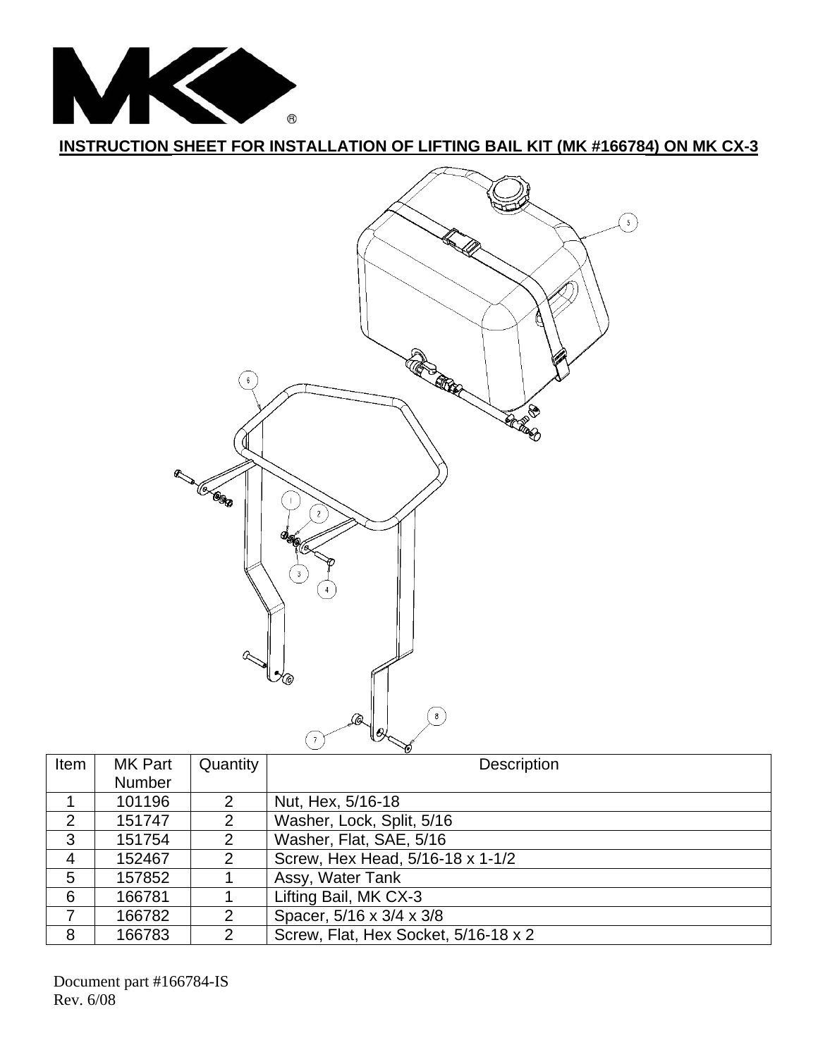# INSTRUCTION SHEET FOR INSTALLATION OF LIFTING BAIL KIT (MK #166784) ON MK CX-3

| Item | MK Part Number | Quantity | Description |
|---|---|---|---|
| 1 | 101196 | 2 | Nut, Hex, 5/16-18 |
| 2 | 151747 | 2 | Washer, Lock, Split, 5/16 |
| 3 | 151754 | 2 | Washer, Flat, SAE, 5/16 |
| 4 | 152467 | 2 | Screw, Hex Head, 5/16-18 x 1-1/2 |
| 5 | 157852 | 1 | Assy, Water Tank |
| 6 | 166781 | 1 | Lifting Bail, MK CX-3 |
| 7 | 166782 | 2 | Spacer, 5/16 x 3/4 x 3/8 |
| 8 | 166783 | 2 | Screw, Flat, Hex Socket, 5/16-18 x 2 |

Document part #166784-IS
Rev. 6/08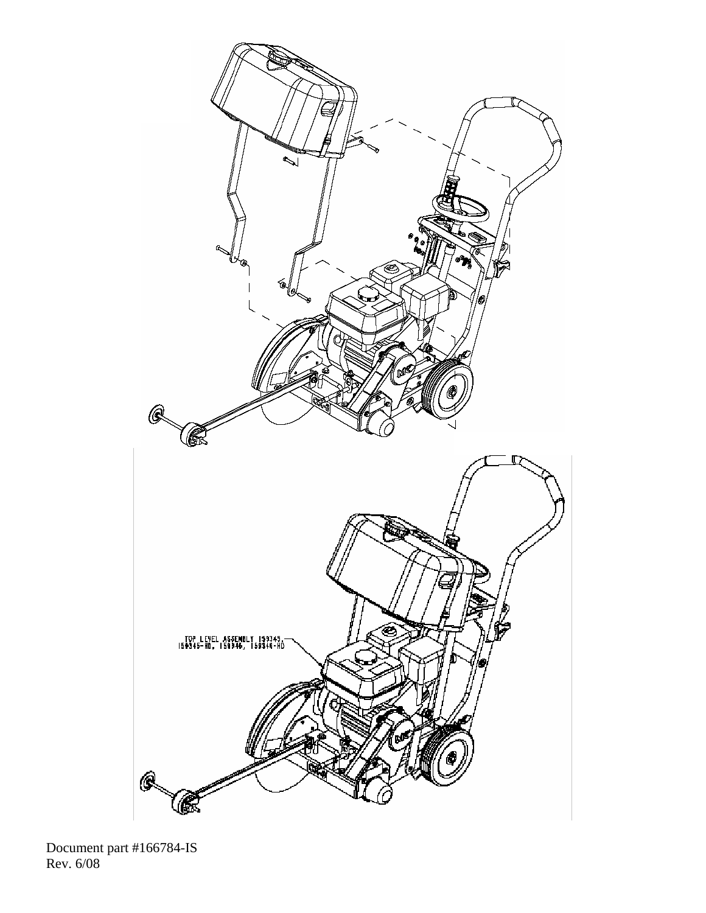TOP LEVEL ASSEMBLY 159345, 159345-HD, 159346, 159346-HD

Document part #166784-IS
Rev. 6/08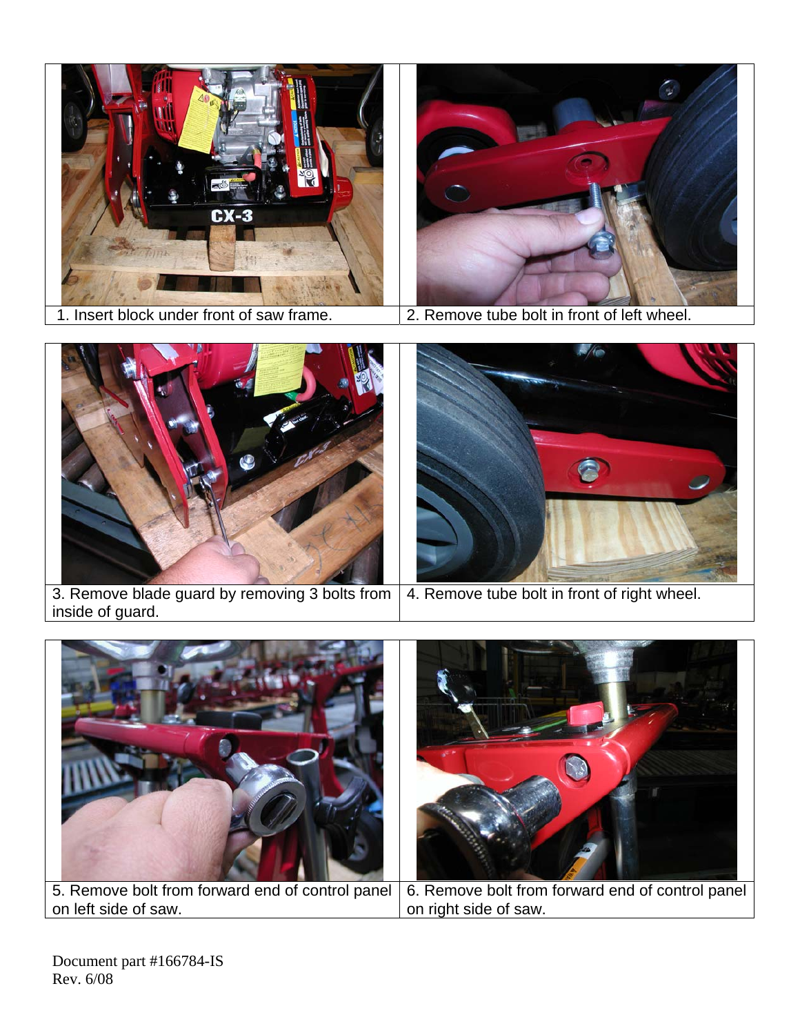1. Insert block under front of saw frame.

2. Remove tube bolt in front of left wheel.

3. Remove blade guard by removing 3 bolts from inside of guard.

4. Remove tube bolt in front of right wheel.

5. Remove bolt from forward end of control panel on left side of saw.

6. Remove bolt from forward end of control panel on right side of saw.

Document part #166784-IS
Rev. 6/08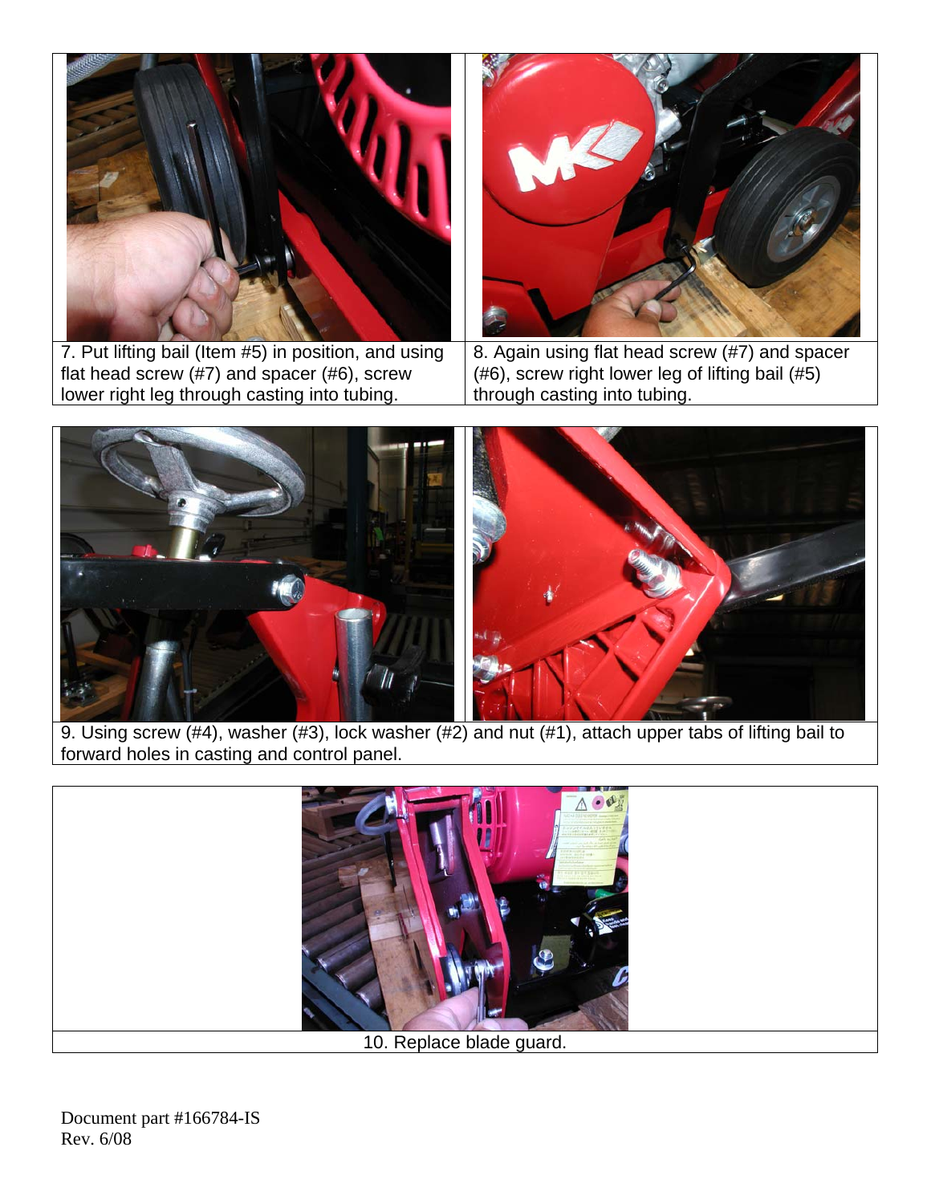7. Put lifting bail (Item #5) in position, and using flat head screw (#7) and spacer (#6), screw lower right leg through casting into tubing.

8. Again using flat head screw (#7) and spacer (#6), screw right lower leg of lifting bail (#5) through casting into tubing.

9. Using screw (#4), washer (#3), lock washer (#2) and nut (#1), attach upper tabs of lifting bail to forward holes in casting and control panel.

10. Replace blade guard.

Document part #166784-IS
Rev. 6/08